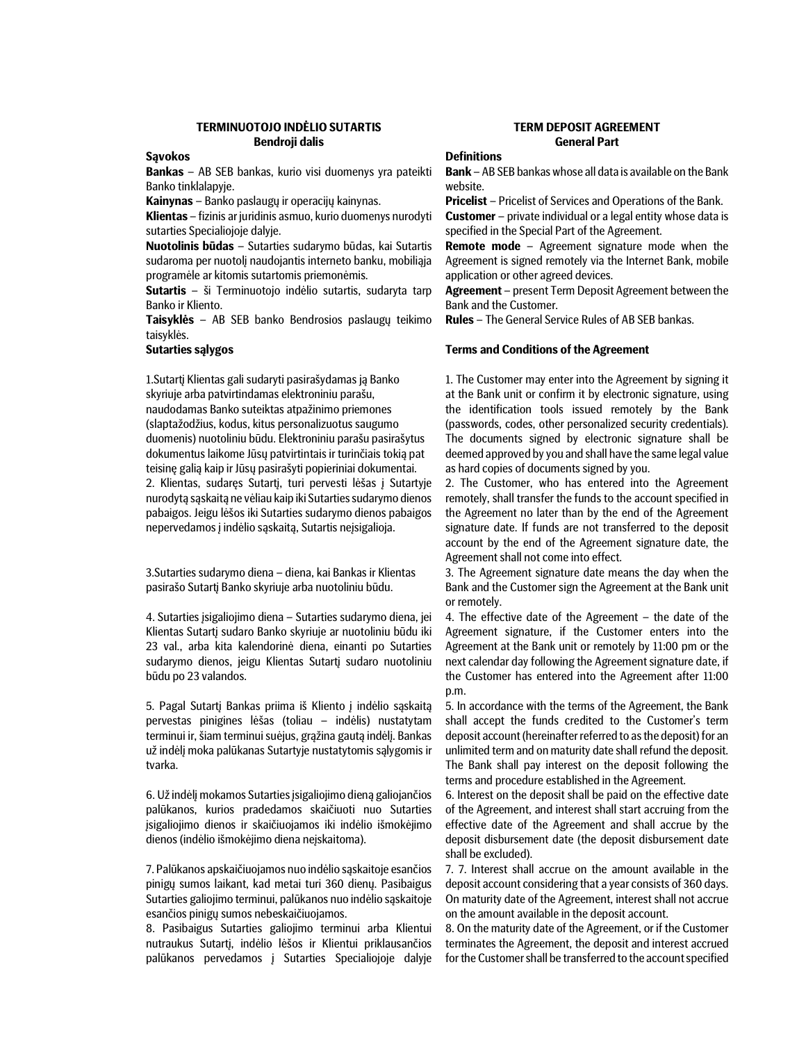## TERMINUOTOJO INDĖLIO SUTARTIS
### Bendroji dalis

**Sąvokos**

**Bankas** – AB SEB bankas, kurio visi duomenys yra pateikti Banko tinklalapyje.

**Kainynas** – Banko paslaugų ir operacijų kainynas.

**Klientas** – fizinis ar juridinis asmuo, kurio duomenys nurodyti sutarties Specialiojoje dalyje.

**Nuotolinis būdas** – Sutarties sudarymo būdas, kai Sutartis sudaroma per nuotolį naudojantis interneto banku, mobiliąja programėle ar kitomis sutartomis priemonėmis.

**Sutartis** – ši Terminuotojo indėlio sutartis, sudaryta tarp Banko ir Kliento.

**Taisyklės** – AB SEB banko Bendrosios paslaugų teikimo taisyklės.

**Sutarties sąlygos**

1.Sutartį Klientas gali sudaryti pasirašydamas ją Banko skyriuje arba patvirtindamas elektroniniu parašu, naudodamas Banko suteiktas atpažinimo priemones (slaptažodžius, kodus, kitus personalizuotus saugumo duomenis) nuotoliniu būdu. Elektroniniu parašu pasirašytus dokumentus laikome Jūsų patvirtintais ir turinčiais tokią pat teisinę galią kaip ir Jūsų pasirašyti popieriniai dokumentai.

2. Klientas, sudaręs Sutartį, turi pervesti lėšas į Sutartyje nurodytą sąskaitą ne vėliau kaip iki Sutarties sudarymo dienos pabaigos. Jeigu lėšos iki Sutarties sudarymo dienos pabaigos nepervedamos į indėlio sąskaitą, Sutartis neįsigalioja.

3.Sutarties sudarymo diena – diena, kai Bankas ir Klientas pasirašo Sutartį Banko skyriuje arba nuotoliniu būdu.

4. Sutarties įsigaliojimo diena – Sutarties sudarymo diena, jei Klientas Sutartį sudaro Banko skyriuje ar nuotoliniu būdu iki 23 val., arba kita kalendorinė diena, einanti po Sutarties sudarymo dienos, jeigu Klientas Sutartį sudaro nuotoliniu būdu po 23 valandos.

5. Pagal Sutartį Bankas priima iš Kliento į indėlio sąskaitą pervestas pinigines lėšas (toliau – indėlis) nustatytam terminui ir, šiam terminui suėjus, grąžina gautą indėlį. Bankas už indėlį moka palūkanas Sutartyje nustatytomis sąlygomis ir tvarka.

6. Už indėlį mokamos Sutarties įsigaliojimo dieną galiojančios palūkanos, kurios pradedamos skaičiuoti nuo Sutarties įsigaliojimo dienos ir skaičiuojamos iki indėlio išmokėjimo dienos (indėlio išmokėjimo diena neįskaitoma).

7. Palūkanos apskaičiuojamos nuo indėlio sąskaitoje esančios pinigų sumos laikant, kad metai turi 360 dienų. Pasibaigus Sutarties galiojimo terminui, palūkanos nuo indėlio sąskaitoje esančios pinigų sumos nebeskaičiuojamos.

8. Pasibaigus Sutarties galiojimo terminui arba Klientui nutraukus Sutartį, indėlio lėšos ir Klientui priklausančios palūkanos pervedamos į Sutarties Specialiojoje dalyje

## TERM DEPOSIT AGREEMENT
### General Part

**Definitions**

**Bank** – AB SEB bankas whose all data is available on the Bank website.

**Pricelist** – Pricelist of Services and Operations of the Bank.

**Customer** – private individual or a legal entity whose data is specified in the Special Part of the Agreement.

**Remote mode** – Agreement signature mode when the Agreement is signed remotely via the Internet Bank, mobile application or other agreed devices.

**Agreement** – present Term Deposit Agreement between the Bank and the Customer.

**Rules** – The General Service Rules of AB SEB bankas.

**Terms and Conditions of the Agreement**

1. The Customer may enter into the Agreement by signing it at the Bank unit or confirm it by electronic signature, using the identification tools issued remotely by the Bank (passwords, codes, other personalized security credentials). The documents signed by electronic signature shall be deemed approved by you and shall have the same legal value as hard copies of documents signed by you.

2. The Customer, who has entered into the Agreement remotely, shall transfer the funds to the account specified in the Agreement no later than by the end of the Agreement signature date. If funds are not transferred to the deposit account by the end of the Agreement signature date, the Agreement shall not come into effect.

3. The Agreement signature date means the day when the Bank and the Customer sign the Agreement at the Bank unit or remotely.

4. The effective date of the Agreement – the date of the Agreement signature, if the Customer enters into the Agreement at the Bank unit or remotely by 11:00 pm or the next calendar day following the Agreement signature date, if the Customer has entered into the Agreement after 11:00 p.m.

5. In accordance with the terms of the Agreement, the Bank shall accept the funds credited to the Customer's term deposit account (hereinafter referred to as the deposit) for an unlimited term and on maturity date shall refund the deposit. The Bank shall pay interest on the deposit following the terms and procedure established in the Agreement.

6. Interest on the deposit shall be paid on the effective date of the Agreement, and interest shall start accruing from the effective date of the Agreement and shall accrue by the deposit disbursement date (the deposit disbursement date shall be excluded).

7. 7. Interest shall accrue on the amount available in the deposit account considering that a year consists of 360 days. On maturity date of the Agreement, interest shall not accrue on the amount available in the deposit account.

8. On the maturity date of the Agreement, or if the Customer terminates the Agreement, the deposit and interest accrued for the Customer shall be transferred to the account specified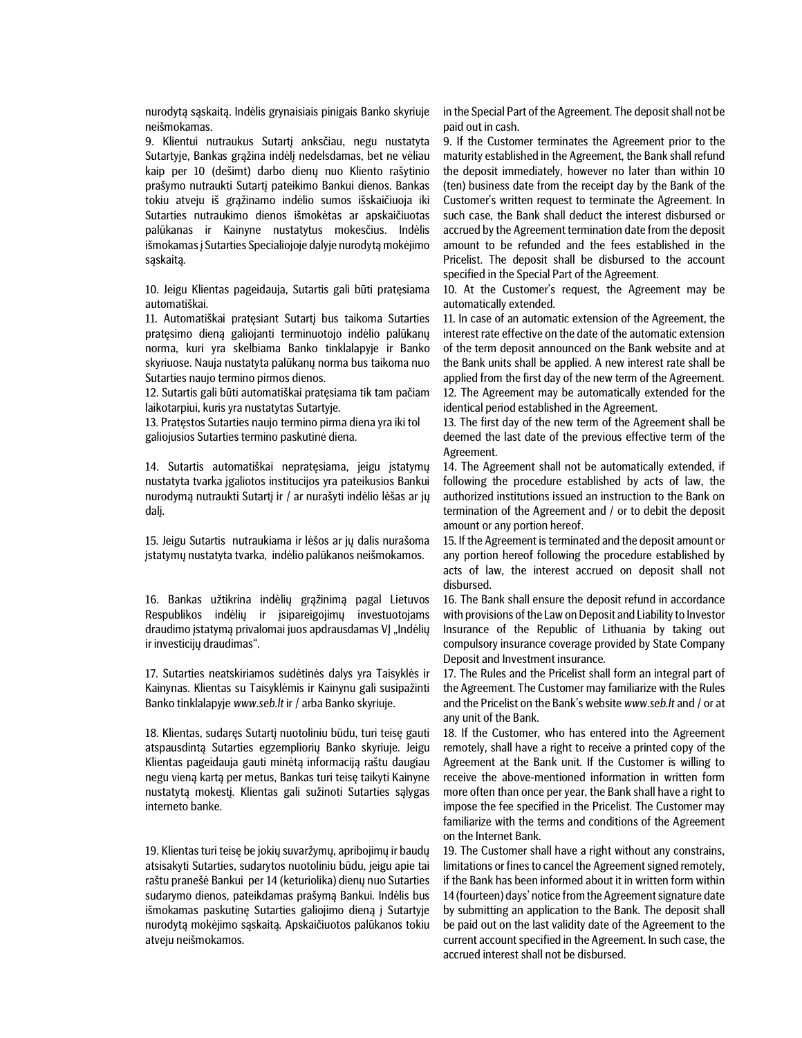nurodytą sąskaitą. Indėlis grynaisiais pinigais Banko skyriuje neišmokamas.

9. Klientui nutraukus Sutartį anksčiau, negu nustatyta Sutartyje, Bankas grąžina indėlį nedelsdamas, bet ne vėliau kaip per 10 (dešimt) darbo dienų nuo Kliento rašytinio prašymo nutraukti Sutartį pateikimo Bankui dienos. Bankas tokiu atveju iš grąžinamo indėlio sumos išskaičiuoja iki Sutarties nutraukimo dienos išmokėtas ar apskaičiuotas palūkanas ir Kainyne nustatytus mokesčius. Indėlis išmokamas į Sutarties Specialiojoje dalyje nurodytą mokėjimo sąskaitą.

10. Jeigu Klientas pageidauja, Sutartis gali būti pratęsiama automatiškai.

11. Automatiškai pratęsiant Sutartį bus taikoma Sutarties pratęsimo dieną galiojanti terminuotojo indėlio palūkanų norma, kuri yra skelbiama Banko tinklalapyje ir Banko skyriuose. Nauja nustatyta palūkanų norma bus taikoma nuo Sutarties naujo termino pirmos dienos.

12. Sutartis gali būti automatiškai pratęsiama tik tam pačiam laikotarpiui, kuris yra nustatytas Sutartyje.

13. Pratęstos Sutarties naujo termino pirma diena yra iki tol galiojusios Sutarties termino paskutinė diena.

14. Sutartis automatiškai nepratęsiama, jeigu įstatymų nustatyta tvarka įgaliotos institucijos yra pateikusios Bankui nurodymą nutraukti Sutartį ir / ar nurašyti indėlio lėšas ar jų dalį.

15. Jeigu Sutartis nutraukiama ir lėšos ar jų dalis nurašoma įstatymų nustatyta tvarka, indėlio palūkanos neišmokamos.

16. Bankas užtikrina indėlių grąžinimą pagal Lietuvos Respublikos indėlių ir įsipareigojimų investuotojams draudimo įstatymą privalomai juos apdrausdamas VĮ „Indėlių ir investicijų draudimas".

17. Sutarties neatskiriamos sudėtinės dalys yra Taisyklės ir Kainynas. Klientas su Taisyklėmis ir Kainynu gali susipažinti Banko tinklalapyje *www.seb.lt* ir / arba Banko skyriuje.

18. Klientas, sudaręs Sutartį nuotoliniu būdu, turi teisę gauti atspausdintą Sutarties egzempliorių Banko skyriuje. Jeigu Klientas pageidauja gauti minėtą informaciją raštu daugiau negu vieną kartą per metus, Bankas turi teisę taikyti Kainyne nustatytą mokestį. Klientas gali sužinoti Sutarties sąlygas interneto banke.

19. Klientas turi teisę be jokių suvaržymų, apribojimų ir baudų atsisakyti Sutarties, sudarytos nuotoliniu būdu, jeigu apie tai raštu praneša Bankui per 14 (keturiolika) dienų nuo Sutarties sudarymo dienos, pateikdamas prašymą Bankui. Indėlis bus išmokamas paskutinę Sutarties galiojimo dieną į Sutartyje nurodytą mokėjimo sąskaitą. Apskaičiuotos palūkanos tokiu atveju neišmokamos.

in the Special Part of the Agreement. The deposit shall not be paid out in cash.

9. If the Customer terminates the Agreement prior to the maturity established in the Agreement, the Bank shall refund the deposit immediately, however no later than within 10 (ten) business date from the receipt day by the Bank of the Customer's written request to terminate the Agreement. In such case, the Bank shall deduct the interest disbursed or accrued by the Agreement termination date from the deposit amount to be refunded and the fees established in the Pricelist. The deposit shall be disbursed to the account specified in the Special Part of the Agreement.

10. At the Customer's request, the Agreement may be automatically extended.

11. In case of an automatic extension of the Agreement, the interest rate effective on the date of the automatic extension of the term deposit announced on the Bank website and at the Bank units shall be applied. A new interest rate shall be applied from the first day of the new term of the Agreement.

12. The Agreement may be automatically extended for the identical period established in the Agreement.

13. The first day of the new term of the Agreement shall be deemed the last date of the previous effective term of the Agreement.

14. The Agreement shall not be automatically extended, if following the procedure established by acts of law, the authorized institutions issued an instruction to the Bank on termination of the Agreement and / or to debit the deposit amount or any portion hereof.

15. If the Agreement is terminated and the deposit amount or any portion hereof following the procedure established by acts of law, the interest accrued on deposit shall not disbursed.

16. The Bank shall ensure the deposit refund in accordance with provisions of the Law on Deposit and Liability to Investor Insurance of the Republic of Lithuania by taking out compulsory insurance coverage provided by State Company Deposit and Investment insurance.

17. The Rules and the Pricelist shall form an integral part of the Agreement. The Customer may familiarize with the Rules and the Pricelist on the Bank's website *www.seb.lt* and / or at any unit of the Bank.

18. If the Customer, who has entered into the Agreement remotely, shall have a right to receive a printed copy of the Agreement at the Bank unit. If the Customer is willing to receive the above-mentioned information in written form more often than once per year, the Bank shall have a right to impose the fee specified in the Pricelist. The Customer may familiarize with the terms and conditions of the Agreement on the Internet Bank.

19. The Customer shall have a right without any constrains, limitations or fines to cancel the Agreement signed remotely, if the Bank has been informed about it in written form within 14 (fourteen) days' notice from the Agreement signature date by submitting an application to the Bank. The deposit shall be paid out on the last validity date of the Agreement to the current account specified in the Agreement. In such case, the accrued interest shall not be disbursed.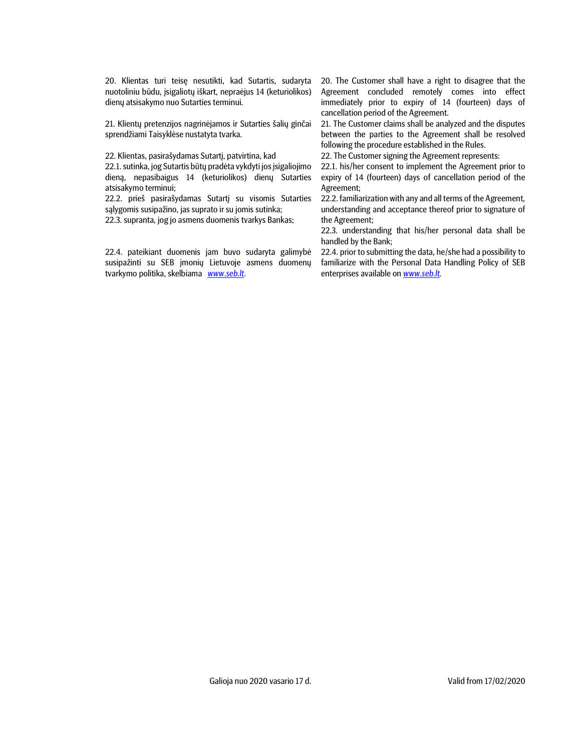20. Klientas turi teisę nesutikti, kad Sutartis, sudaryta nuotoliniu būdu, įsigaliotų iškart, nepraėjus 14 (keturiolikos) dienų atsisakymo nuo Sutarties terminui.

21. Klientų pretenzijos nagrinėjamos ir Sutarties šalių ginčai sprendžiami Taisyklėse nustatyta tvarka.

22. Klientas, pasirašydamas Sutartį, patvirtina, kad
22.1. sutinka, jog Sutartis būtų pradėta vykdyti jos įsigaliojimo dieną, nepasibaigus 14 (keturiolikos) dienų Sutarties atsisakymo terminui;
22.2. prieš pasirašydamas Sutartį su visomis Sutarties sąlygomis susipažino, jas suprato ir su jomis sutinka;
22.3. supranta, jog jo asmens duomenis tvarkys Bankas;

22.4. pateikiant duomenis jam buvo sudaryta galimybė susipažinti su SEB įmonių Lietuvoje asmens duomenų tvarkymo politika, skelbiama *www.seb.lt*.

20. The Customer shall have a right to disagree that the Agreement concluded remotely comes into effect immediately prior to expiry of 14 (fourteen) days of cancellation period of the Agreement.

21. The Customer claims shall be analyzed and the disputes between the parties to the Agreement shall be resolved following the procedure established in the Rules.

22. The Customer signing the Agreement represents:
22.1. his/her consent to implement the Agreement prior to expiry of 14 (fourteen) days of cancellation period of the Agreement;
22.2. familiarization with any and all terms of the Agreement, understanding and acceptance thereof prior to signature of the Agreement;
22.3. understanding that his/her personal data shall be handled by the Bank;
22.4. prior to submitting the data, he/she had a possibility to familiarize with the Personal Data Handling Policy of SEB enterprises available on *www.seb.lt*.

Galioja nuo 2020 vasario 17 d.

Valid from 17/02/2020